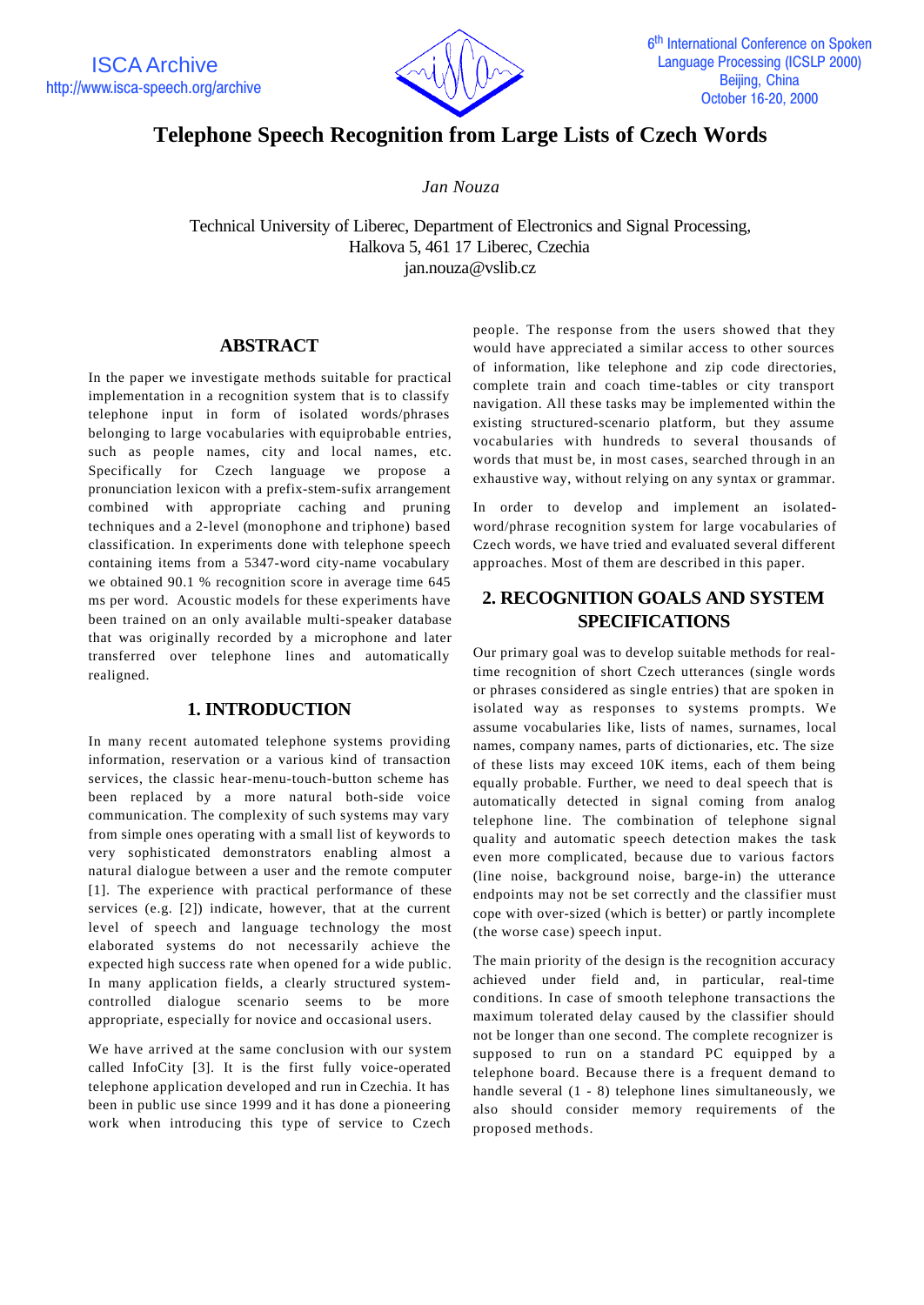# Telephone Speech Recognition from Large Lists of Czech Words

*Jan Nouza*

Technical University of Liberec, Department of Electronics and Signal Processing,
Halkova 5, 461 17 Liberec, Czechia
jan.nouza@vslib.cz

## ABSTRACT

In the paper we investigate methods suitable for practical implementation in a recognition system that is to classify telephone input in form of isolated words/phrases belonging to large vocabularies with equiprobable entries, such as people names, city and local names, etc. Specifically for Czech language we propose a pronunciation lexicon with a prefix-stem-sufix arrangement combined with appropriate caching and pruning techniques and a 2-level (monophone and triphone) based classification. In experiments done with telephone speech containing items from a 5347-word city-name vocabulary we obtained 90.1 % recognition score in average time 645 ms per word. Acoustic models for these experiments have been trained on an only available multi-speaker database that was originally recorded by a microphone and later transferred over telephone lines and automatically realigned.

## 1. INTRODUCTION

In many recent automated telephone systems providing information, reservation or a various kind of transaction services, the classic hear-menu-touch-button scheme has been replaced by a more natural both-side voice communication. The complexity of such systems may vary from simple ones operating with a small list of keywords to very sophisticated demonstrators enabling almost a natural dialogue between a user and the remote computer [1]. The experience with practical performance of these services (e.g. [2]) indicate, however, that at the current level of speech and language technology the most elaborated systems do not necessarily achieve the expected high success rate when opened for a wide public. In many application fields, a clearly structured system-controlled dialogue scenario seems to be more appropriate, especially for novice and occasional users.

We have arrived at the same conclusion with our system called InfoCity [3]. It is the first fully voice-operated telephone application developed and run in Czechia. It has been in public use since 1999 and it has done a pioneering work when introducing this type of service to Czech people. The response from the users showed that they would have appreciated a similar access to other sources of information, like telephone and zip code directories, complete train and coach time-tables or city transport navigation. All these tasks may be implemented within the existing structured-scenario platform, but they assume vocabularies with hundreds to several thousands of words that must be, in most cases, searched through in an exhaustive way, without relying on any syntax or grammar.

In order to develop and implement an isolated-word/phrase recognition system for large vocabularies of Czech words, we have tried and evaluated several different approaches. Most of them are described in this paper.

## 2. RECOGNITION GOALS AND SYSTEM SPECIFICATIONS

Our primary goal was to develop suitable methods for real-time recognition of short Czech utterances (single words or phrases considered as single entries) that are spoken in isolated way as responses to systems prompts. We assume vocabularies like, lists of names, surnames, local names, company names, parts of dictionaries, etc. The size of these lists may exceed 10K items, each of them being equally probable. Further, we need to deal speech that is automatically detected in signal coming from analog telephone line. The combination of telephone signal quality and automatic speech detection makes the task even more complicated, because due to various factors (line noise, background noise, barge-in) the utterance endpoints may not be set correctly and the classifier must cope with over-sized (which is better) or partly incomplete (the worse case) speech input.

The main priority of the design is the recognition accuracy achieved under field and, in particular, real-time conditions. In case of smooth telephone transactions the maximum tolerated delay caused by the classifier should not be longer than one second. The complete recognizer is supposed to run on a standard PC equipped by a telephone board. Because there is a frequent demand to handle several (1 - 8) telephone lines simultaneously, we also should consider memory requirements of the proposed methods.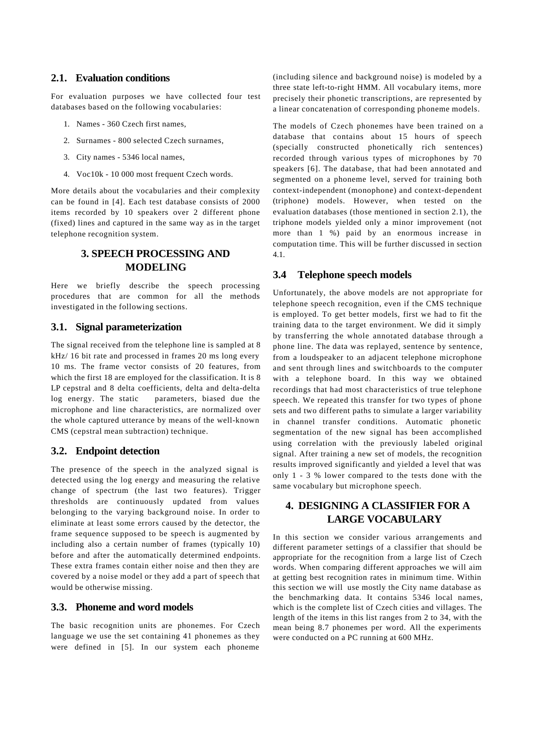### 2.1. Evaluation conditions

For evaluation purposes we have collected four test databases based on the following vocabularies:

1. Names - 360 Czech first names,
2. Surnames - 800 selected Czech surnames,
3. City names - 5346 local names,
4. Voc10k - 10 000 most frequent Czech words.

More details about the vocabularies and their complexity can be found in [4]. Each test database consists of 2000 items recorded by 10 speakers over 2 different phone (fixed) lines and captured in the same way as in the target telephone recognition system.

## 3. SPEECH PROCESSING AND MODELING

Here we briefly describe the speech processing procedures that are common for all the methods investigated in the following sections.

### 3.1. Signal parameterization

The signal received from the telephone line is sampled at 8 kHz/ 16 bit rate and processed in frames 20 ms long every 10 ms. The frame vector consists of 20 features, from which the first 18 are employed for the classification. It is 8 LP cepstral and 8 delta coefficients, delta and delta-delta log energy. The static parameters, biased due the microphone and line characteristics, are normalized over the whole captured utterance by means of the well-known CMS (cepstral mean subtraction) technique.

### 3.2. Endpoint detection

The presence of the speech in the analyzed signal is detected using the log energy and measuring the relative change of spectrum (the last two features). Trigger thresholds are continuously updated from values belonging to the varying background noise. In order to eliminate at least some errors caused by the detector, the frame sequence supposed to be speech is augmented by including also a certain number of frames (typically 10) before and after the automatically determined endpoints. These extra frames contain either noise and then they are covered by a noise model or they add a part of speech that would be otherwise missing.

### 3.3. Phoneme and word models

The basic recognition units are phonemes. For Czech language we use the set containing 41 phonemes as they were defined in [5]. In our system each phoneme (including silence and background noise) is modeled by a three state left-to-right HMM. All vocabulary items, more precisely their phonetic transcriptions, are represented by a linear concatenation of corresponding phoneme models.

The models of Czech phonemes have been trained on a database that contains about 15 hours of speech (specially constructed phonetically rich sentences) recorded through various types of microphones by 70 speakers [6]. The database, that had been annotated and segmented on a phoneme level, served for training both context-independent (monophone) and context-dependent (triphone) models. However, when tested on the evaluation databases (those mentioned in section 2.1), the triphone models yielded only a minor improvement (not more than 1 %) paid by an enormous increase in computation time. This will be further discussed in section 4.1.

### 3.4 Telephone speech models

Unfortunately, the above models are not appropriate for telephone speech recognition, even if the CMS technique is employed. To get better models, first we had to fit the training data to the target environment. We did it simply by transferring the whole annotated database through a phone line. The data was replayed, sentence by sentence, from a loudspeaker to an adjacent telephone microphone and sent through lines and switchboards to the computer with a telephone board. In this way we obtained recordings that had most characteristics of true telephone speech. We repeated this transfer for two types of phone sets and two different paths to simulate a larger variability in channel transfer conditions. Automatic phonetic segmentation of the new signal has been accomplished using correlation with the previously labeled original signal. After training a new set of models, the recognition results improved significantly and yielded a level that was only 1 - 3 % lower compared to the tests done with the same vocabulary but microphone speech.

## 4. DESIGNING A CLASSIFIER FOR A LARGE VOCABULARY

In this section we consider various arrangements and different parameter settings of a classifier that should be appropriate for the recognition from a large list of Czech words. When comparing different approaches we will aim at getting best recognition rates in minimum time. Within this section we will use mostly the City name database as the benchmarking data. It contains 5346 local names, which is the complete list of Czech cities and villages. The length of the items in this list ranges from 2 to 34, with the mean being 8.7 phonemes per word. All the experiments were conducted on a PC running at 600 MHz.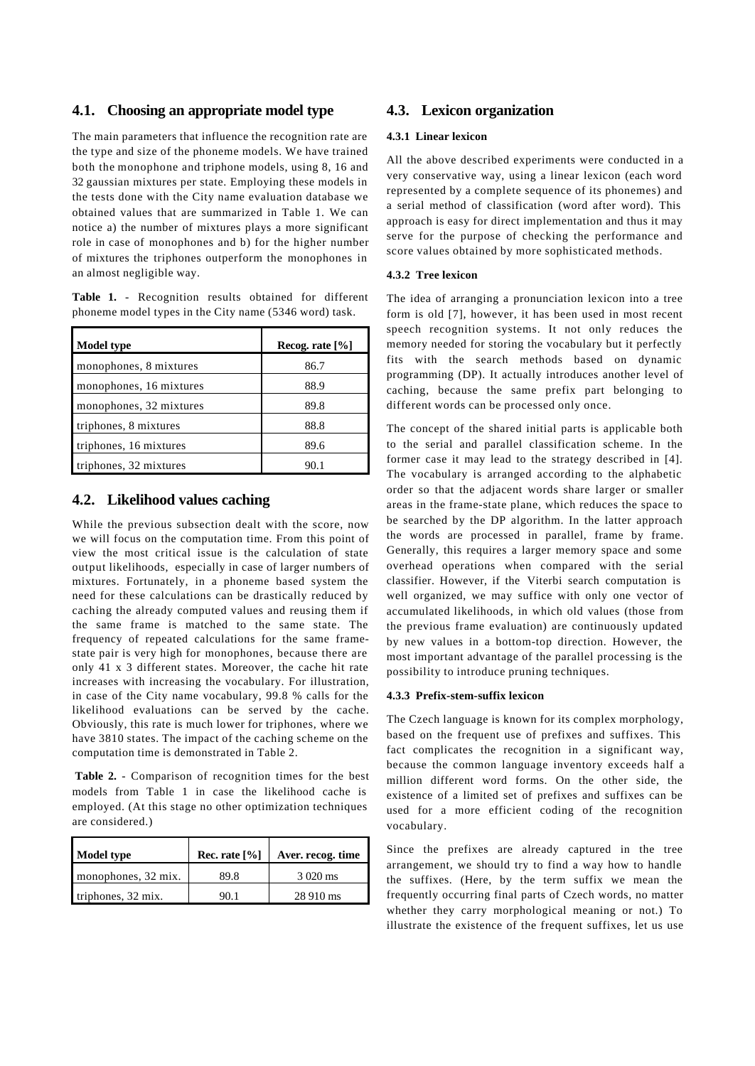## 4.1. Choosing an appropriate model type

The main parameters that influence the recognition rate are the type and size of the phoneme models. We have trained both the monophone and triphone models, using 8, 16 and 32 gaussian mixtures per state. Employing these models in the tests done with the City name evaluation database we obtained values that are summarized in Table 1. We can notice a) the number of mixtures plays a more significant role in case of monophones and b) for the higher number of mixtures the triphones outperform the monophones in an almost negligible way.

**Table 1.** - Recognition results obtained for different phoneme model types in the City name (5346 word) task.

| Model type | Recog. rate [%] |
|---|---|
| monophones, 8 mixtures | 86.7 |
| monophones, 16 mixtures | 88.9 |
| monophones, 32 mixtures | 89.8 |
| triphones, 8 mixtures | 88.8 |
| triphones, 16 mixtures | 89.6 |
| triphones, 32 mixtures | 90.1 |

## 4.2. Likelihood values caching

While the previous subsection dealt with the score, now we will focus on the computation time. From this point of view the most critical issue is the calculation of state output likelihoods, especially in case of larger numbers of mixtures. Fortunately, in a phoneme based system the need for these calculations can be drastically reduced by caching the already computed values and reusing them if the same frame is matched to the same state. The frequency of repeated calculations for the same frame-state pair is very high for monophones, because there are only 41 x 3 different states. Moreover, the cache hit rate increases with increasing the vocabulary. For illustration, in case of the City name vocabulary, 99.8 % calls for the likelihood evaluations can be served by the cache. Obviously, this rate is much lower for triphones, where we have 3810 states. The impact of the caching scheme on the computation time is demonstrated in Table 2.

**Table 2.** - Comparison of recognition times for the best models from Table 1 in case the likelihood cache is employed. (At this stage no other optimization techniques are considered.)

| Model type | Rec. rate [%] | Aver. recog. time |
|---|---|---|
| monophones, 32 mix. | 89.8 | 3 020 ms |
| triphones, 32 mix. | 90.1 | 28 910 ms |

## 4.3. Lexicon organization

### 4.3.1 Linear lexicon

All the above described experiments were conducted in a very conservative way, using a linear lexicon (each word represented by a complete sequence of its phonemes) and a serial method of classification (word after word). This approach is easy for direct implementation and thus it may serve for the purpose of checking the performance and score values obtained by more sophisticated methods.

### 4.3.2 Tree lexicon

The idea of arranging a pronunciation lexicon into a tree form is old [7], however, it has been used in most recent speech recognition systems. It not only reduces the memory needed for storing the vocabulary but it perfectly fits with the search methods based on dynamic programming (DP). It actually introduces another level of caching, because the same prefix part belonging to different words can be processed only once.

The concept of the shared initial parts is applicable both to the serial and parallel classification scheme. In the former case it may lead to the strategy described in [4]. The vocabulary is arranged according to the alphabetic order so that the adjacent words share larger or smaller areas in the frame-state plane, which reduces the space to be searched by the DP algorithm. In the latter approach the words are processed in parallel, frame by frame. Generally, this requires a larger memory space and some overhead operations when compared with the serial classifier. However, if the Viterbi search computation is well organized, we may suffice with only one vector of accumulated likelihoods, in which old values (those from the previous frame evaluation) are continuously updated by new values in a bottom-top direction. However, the most important advantage of the parallel processing is the possibility to introduce pruning techniques.

### 4.3.3 Prefix-stem-suffix lexicon

The Czech language is known for its complex morphology, based on the frequent use of prefixes and suffixes. This fact complicates the recognition in a significant way, because the common language inventory exceeds half a million different word forms. On the other side, the existence of a limited set of prefixes and suffixes can be used for a more efficient coding of the recognition vocabulary.

Since the prefixes are already captured in the tree arrangement, we should try to find a way how to handle the suffixes. (Here, by the term suffix we mean the frequently occurring final parts of Czech words, no matter whether they carry morphological meaning or not.) To illustrate the existence of the frequent suffixes, let us use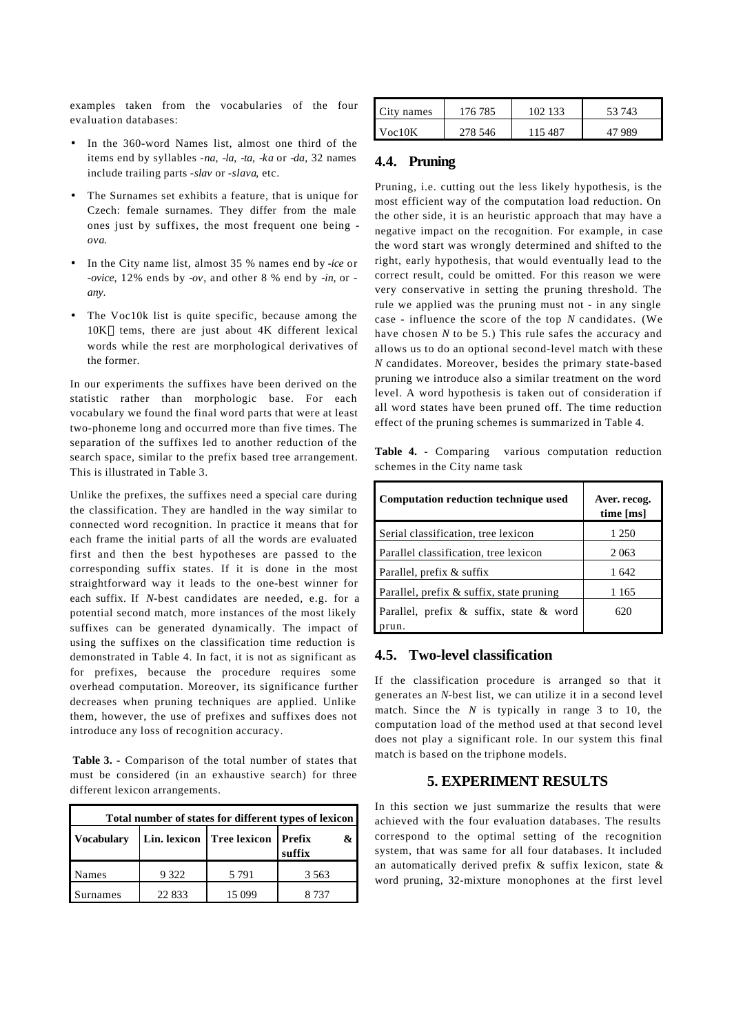examples taken from the vocabularies of the four evaluation databases:

- In the 360-word Names list, almost one third of the items end by syllables *-na*, *-la*, *-ta*, *-ka* or *-da*, 32 names include trailing parts *-slav* or *-slava*, etc.
- The Surnames set exhibits a feature, that is unique for Czech: female surnames. They differ from the male ones just by suffixes, the most frequent one being *-ova*.
- In the City name list, almost 35 % names end by *-ice* or *-ovice*, 12% ends by *-ov*, and other 8 % end by *-in*, or *-any*.
- The Voc10k list is quite specific, because among the 10K tems, there are just about 4K different lexical words while the rest are morphological derivatives of the former.

In our experiments the suffixes have been derived on the statistic rather than morphologic base. For each vocabulary we found the final word parts that were at least two-phoneme long and occurred more than five times. The separation of the suffixes led to another reduction of the search space, similar to the prefix based tree arrangement. This is illustrated in Table 3.

Unlike the prefixes, the suffixes need a special care during the classification. They are handled in the way similar to connected word recognition. In practice it means that for each frame the initial parts of all the words are evaluated first and then the best hypotheses are passed to the corresponding suffix states. If it is done in the most straightforward way it leads to the one-best winner for each suffix. If *N*-best candidates are needed, e.g. for a potential second match, more instances of the most likely suffixes can be generated dynamically. The impact of using the suffixes on the classification time reduction is demonstrated in Table 4. In fact, it is not as significant as for prefixes, because the procedure requires some overhead computation. Moreover, its significance further decreases when pruning techniques are applied. Unlike them, however, the use of prefixes and suffixes does not introduce any loss of recognition accuracy.

**Table 3.** - Comparison of the total number of states that must be considered (in an exhaustive search) for three different lexicon arrangements.

| Total number of states for different types of lexicon | | | |
|---|---|---|---|
| **Vocabulary** | **Lin. lexicon** | **Tree lexicon** | **Prefix & suffix** |
| Names | 9 322 | 5 791 | 3 563 |
| Surnames | 22 833 | 15 099 | 8 737 |
| City names | 176 785 | 102 133 | 53 743 |
| Voc10K | 278 546 | 115 487 | 47 989 |

## 4.4. Pruning

Pruning, i.e. cutting out the less likely hypothesis, is the most efficient way of the computation load reduction. On the other side, it is an heuristic approach that may have a negative impact on the recognition. For example, in case the word start was wrongly determined and shifted to the right, early hypothesis, that would eventually lead to the correct result, could be omitted. For this reason we were very conservative in setting the pruning threshold. The rule we applied was the pruning must not - in any single case - influence the score of the top *N* candidates. (We have chosen *N* to be 5.) This rule safes the accuracy and allows us to do an optional second-level match with these *N* candidates. Moreover, besides the primary state-based pruning we introduce also a similar treatment on the word level. A word hypothesis is taken out of consideration if all word states have been pruned off. The time reduction effect of the pruning schemes is summarized in Table 4.

**Table 4.** - Comparing various computation reduction schemes in the City name task

| Computation reduction technique used | Aver. recog. time [ms] |
|---|---|
| Serial classification, tree lexicon | 1 250 |
| Parallel classification, tree lexicon | 2 063 |
| Parallel, prefix & suffix | 1 642 |
| Parallel, prefix & suffix, state pruning | 1 165 |
| Parallel, prefix & suffix, state & word prun. | 620 |

## 4.5. Two-level classification

If the classification procedure is arranged so that it generates an *N*-best list, we can utilize it in a second level match. Since the *N* is typically in range 3 to 10, the computation load of the method used at that second level does not play a significant role. In our system this final match is based on the triphone models.

# 5. EXPERIMENT RESULTS

In this section we just summarize the results that were achieved with the four evaluation databases. The results correspond to the optimal setting of the recognition system, that was same for all four databases. It included an automatically derived prefix & suffix lexicon, state & word pruning, 32-mixture monophones at the first level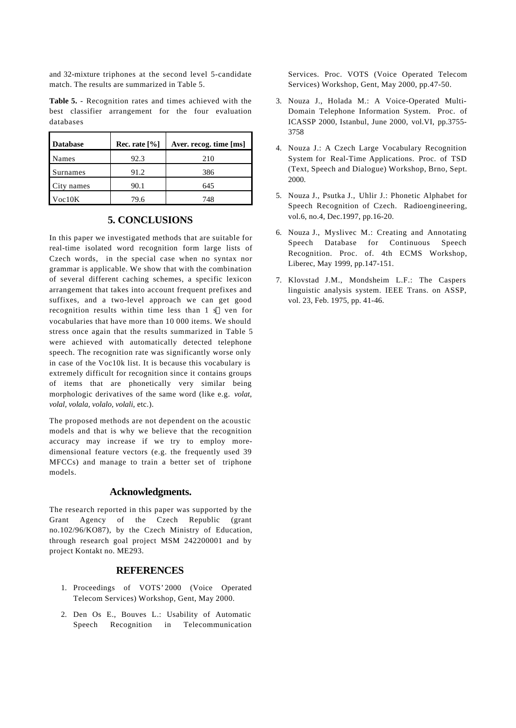and 32-mixture triphones at the second level 5-candidate match. The results are summarized in Table 5.

**Table 5.** - Recognition rates and times achieved with the best classifier arrangement for the four evaluation databases

| **Database** | **Rec. rate [%]** | **Aver. recog. time [ms]** |
|---|---|---|
| Names | 92.3 | 210 |
| Surnames | 91.2 | 386 |
| City names | 90.1 | 645 |
| Voc10K | 79.6 | 748 |

## 5. CONCLUSIONS

In this paper we investigated methods that are suitable for real-time isolated word recognition form large lists of Czech words, in the special case when no syntax nor grammar is applicable. We show that with the combination of several different caching schemes, a specific lexicon arrangement that takes into account frequent prefixes and suffixes, and a two-level approach we can get good recognition results within time less than 1 s ven for vocabularies that have more than 10 000 items. We should stress once again that the results summarized in Table 5 were achieved with automatically detected telephone speech. The recognition rate was significantly worse only in case of the Voc10k list. It is because this vocabulary is extremely difficult for recognition since it contains groups of items that are phonetically very similar being morphologic derivatives of the same word (like e.g. *volat, volal, volala, volalo, volali,* etc.).

The proposed methods are not dependent on the acoustic models and that is why we believe that the recognition accuracy may increase if we try to employ more-dimensional feature vectors (e.g. the frequently used 39 MFCCs) and manage to train a better set of triphone models.

## Acknowledgments.

The research reported in this paper was supported by the Grant Agency of the Czech Republic (grant no.102/96/KO87), by the Czech Ministry of Education, through research goal project MSM 242200001 and by project Kontakt no. ME293.

## REFERENCES

1. Proceedings of VOTS'2000 (Voice Operated Telecom Services) Workshop, Gent, May 2000.
2. Den Os E., Bouves L.: Usability of Automatic Speech Recognition in Telecommunication Services. Proc. VOTS (Voice Operated Telecom Services) Workshop, Gent, May 2000, pp.47-50.
3. Nouza J., Holada M.: A Voice-Operated Multi-Domain Telephone Information System. Proc. of ICASSP 2000, Istanbul, June 2000, vol.VI, pp.3755-3758
4. Nouza J.: A Czech Large Vocabulary Recognition System for Real-Time Applications. Proc. of TSD (Text, Speech and Dialogue) Workshop, Brno, Sept. 2000.
5. Nouza J., Psutka J., Uhlir J.: Phonetic Alphabet for Speech Recognition of Czech. Radioengineering, vol.6, no.4, Dec.1997, pp.16-20.
6. Nouza J., Myslivec M.: Creating and Annotating Speech Database for Continuous Speech Recognition. Proc. of. 4th ECMS Workshop, Liberec, May 1999, pp.147-151.
7. Klovstad J.M., Mondsheim L.F.: The Caspers linguistic analysis system. IEEE Trans. on ASSP, vol. 23, Feb. 1975, pp. 41-46.